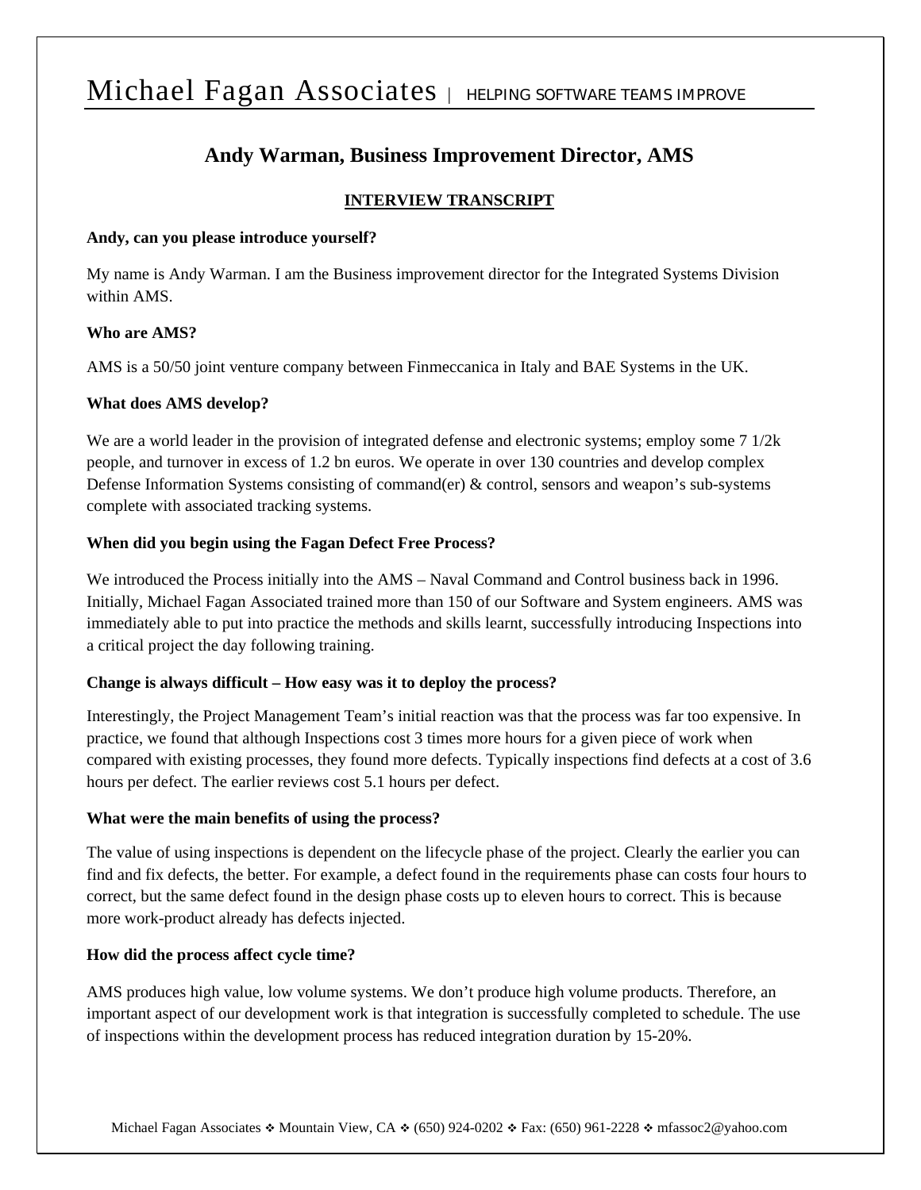# Michael Fagan Associates | HELPING SOFTWARE TEAMS IMPROVE

## Andy Warman, Business Improvement Director, AMS

### INTERVIEW TRANSCRIPT

**Andy, can you please introduce yourself?**

My name is Andy Warman. I am the Business improvement director for the Integrated Systems Division within AMS.

**Who are AMS?**

AMS is a 50/50 joint venture company between Finmeccanica in Italy and BAE Systems in the UK.

**What does AMS develop?**

We are a world leader in the provision of integrated defense and electronic systems; employ some 7 1/2k people, and turnover in excess of 1.2 bn euros. We operate in over 130 countries and develop complex Defense Information Systems consisting of command(er) & control, sensors and weapon's sub-systems complete with associated tracking systems.

**When did you begin using the Fagan Defect Free Process?**

We introduced the Process initially into the AMS – Naval Command and Control business back in 1996. Initially, Michael Fagan Associated trained more than 150 of our Software and System engineers. AMS was immediately able to put into practice the methods and skills learnt, successfully introducing Inspections into a critical project the day following training.

**Change is always difficult – How easy was it to deploy the process?**

Interestingly, the Project Management Team's initial reaction was that the process was far too expensive. In practice, we found that although Inspections cost 3 times more hours for a given piece of work when compared with existing processes, they found more defects. Typically inspections find defects at a cost of 3.6 hours per defect. The earlier reviews cost 5.1 hours per defect.

**What were the main benefits of using the process?**

The value of using inspections is dependent on the lifecycle phase of the project. Clearly the earlier you can find and fix defects, the better. For example, a defect found in the requirements phase can costs four hours to correct, but the same defect found in the design phase costs up to eleven hours to correct. This is because more work-product already has defects injected.

**How did the process affect cycle time?**

AMS produces high value, low volume systems. We don't produce high volume products. Therefore, an important aspect of our development work is that integration is successfully completed to schedule. The use of inspections within the development process has reduced integration duration by 15-20%.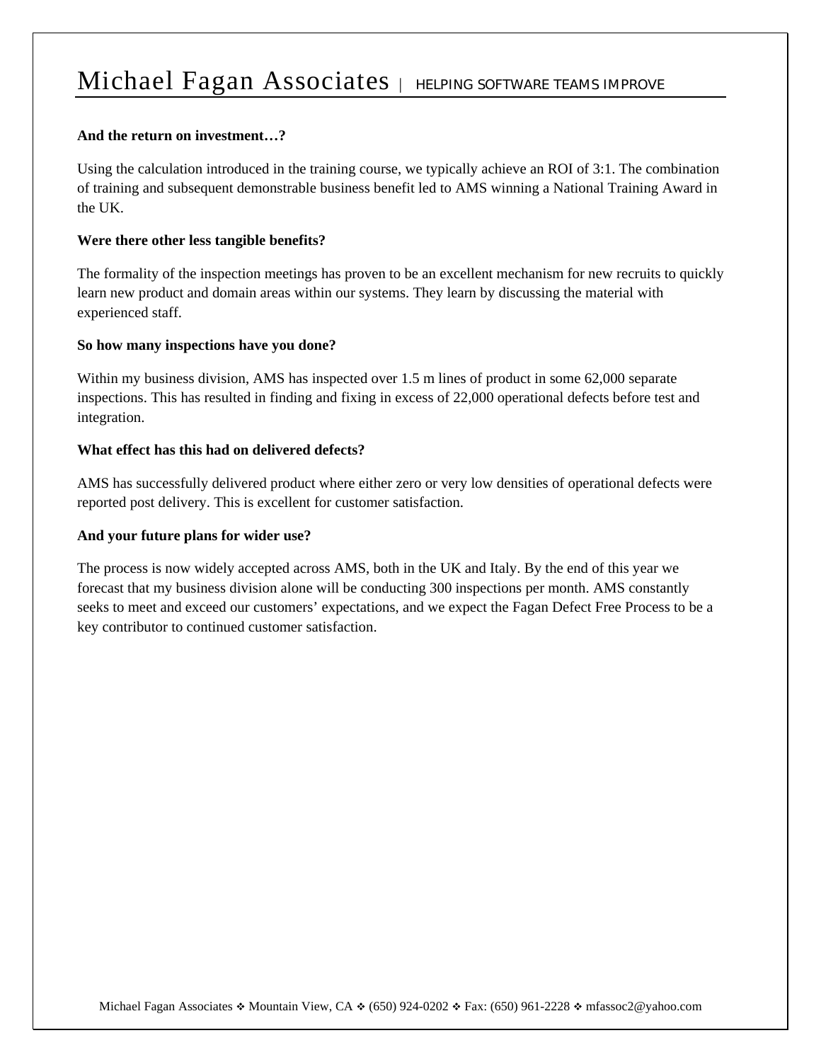**And the return on investment…?**

Using the calculation introduced in the training course, we typically achieve an ROI of 3:1. The combination of training and subsequent demonstrable business benefit led to AMS winning a National Training Award in the UK.

**Were there other less tangible benefits?**

The formality of the inspection meetings has proven to be an excellent mechanism for new recruits to quickly learn new product and domain areas within our systems. They learn by discussing the material with experienced staff.

**So how many inspections have you done?**

Within my business division, AMS has inspected over 1.5 m lines of product in some 62,000 separate inspections. This has resulted in finding and fixing in excess of 22,000 operational defects before test and integration.

**What effect has this had on delivered defects?**

AMS has successfully delivered product where either zero or very low densities of operational defects were reported post delivery. This is excellent for customer satisfaction.

**And your future plans for wider use?**

The process is now widely accepted across AMS, both in the UK and Italy. By the end of this year we forecast that my business division alone will be conducting 300 inspections per month. AMS constantly seeks to meet and exceed our customers' expectations, and we expect the Fagan Defect Free Process to be a key contributor to continued customer satisfaction.